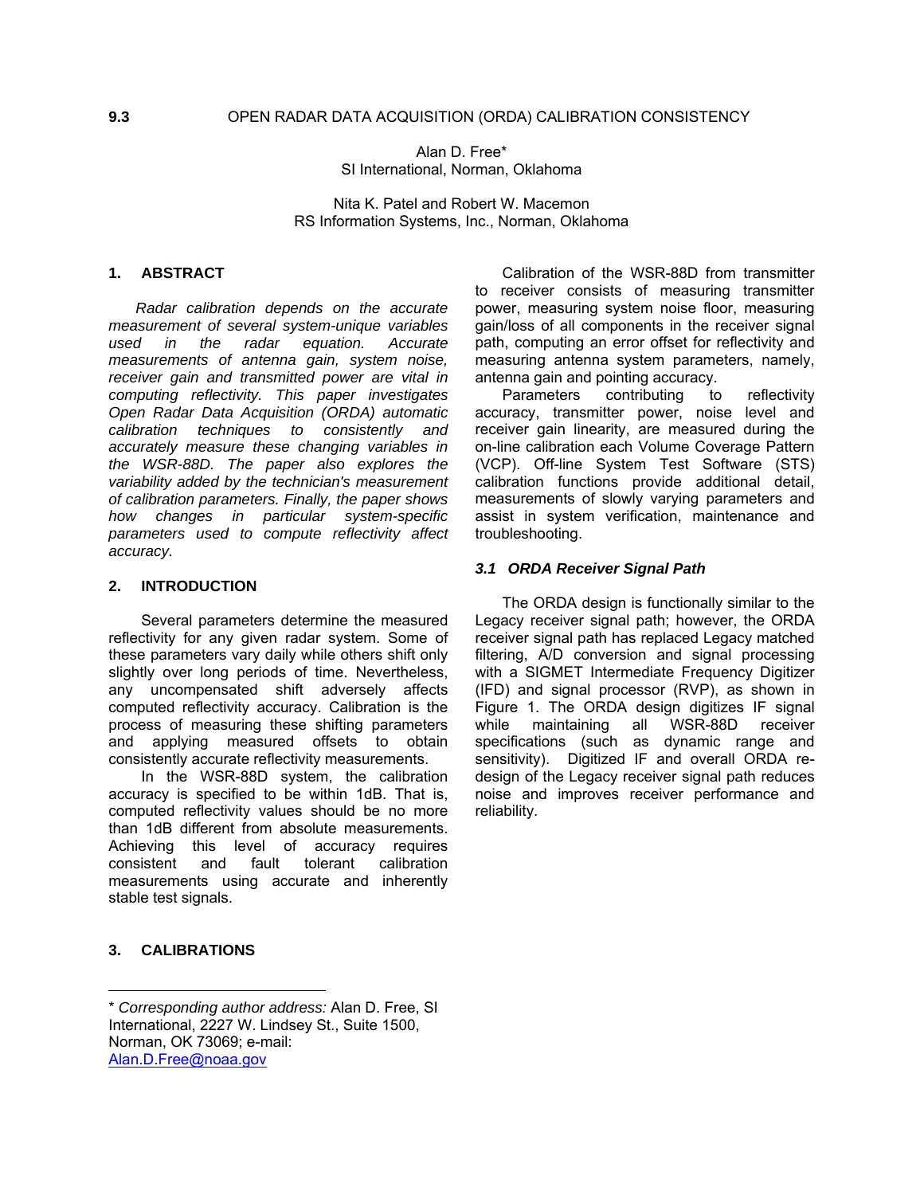# 9.3 OPEN RADAR DATA ACQUISITION (ORDA) CALIBRATION CONSISTENCY

Alan D. Free*
SI International, Norman, Oklahoma

Nita K. Patel and Robert W. Macemon
RS Information Systems, Inc., Norman, Oklahoma

## 1. ABSTRACT

*Radar calibration depends on the accurate measurement of several system-unique variables used in the radar equation. Accurate measurements of antenna gain, system noise, receiver gain and transmitted power are vital in computing reflectivity. This paper investigates Open Radar Data Acquisition (ORDA) automatic calibration techniques to consistently and accurately measure these changing variables in the WSR-88D. The paper also explores the variability added by the technician's measurement of calibration parameters. Finally, the paper shows how changes in particular system-specific parameters used to compute reflectivity affect accuracy.*

## 2. INTRODUCTION

Several parameters determine the measured reflectivity for any given radar system. Some of these parameters vary daily while others shift only slightly over long periods of time. Nevertheless, any uncompensated shift adversely affects computed reflectivity accuracy. Calibration is the process of measuring these shifting parameters and applying measured offsets to obtain consistently accurate reflectivity measurements.

In the WSR-88D system, the calibration accuracy is specified to be within 1dB. That is, computed reflectivity values should be no more than 1dB different from absolute measurements. Achieving this level of accuracy requires consistent and fault tolerant calibration measurements using accurate and inherently stable test signals.

## 3. CALIBRATIONS

Calibration of the WSR-88D from transmitter to receiver consists of measuring transmitter power, measuring system noise floor, measuring gain/loss of all components in the receiver signal path, computing an error offset for reflectivity and measuring antenna system parameters, namely, antenna gain and pointing accuracy.

Parameters contributing to reflectivity accuracy, transmitter power, noise level and receiver gain linearity, are measured during the on-line calibration each Volume Coverage Pattern (VCP). Off-line System Test Software (STS) calibration functions provide additional detail, measurements of slowly varying parameters and assist in system verification, maintenance and troubleshooting.

### *3.1 ORDA Receiver Signal Path*

The ORDA design is functionally similar to the Legacy receiver signal path; however, the ORDA receiver signal path has replaced Legacy matched filtering, A/D conversion and signal processing with a SIGMET Intermediate Frequency Digitizer (IFD) and signal processor (RVP), as shown in Figure 1. The ORDA design digitizes IF signal while maintaining all WSR-88D receiver specifications (such as dynamic range and sensitivity). Digitized IF and overall ORDA re-design of the Legacy receiver signal path reduces noise and improves receiver performance and reliability.

---

\* *Corresponding author address:* Alan D. Free, SI International, 2227 W. Lindsey St., Suite 1500, Norman, OK 73069; e-mail: Alan.D.Free@noaa.gov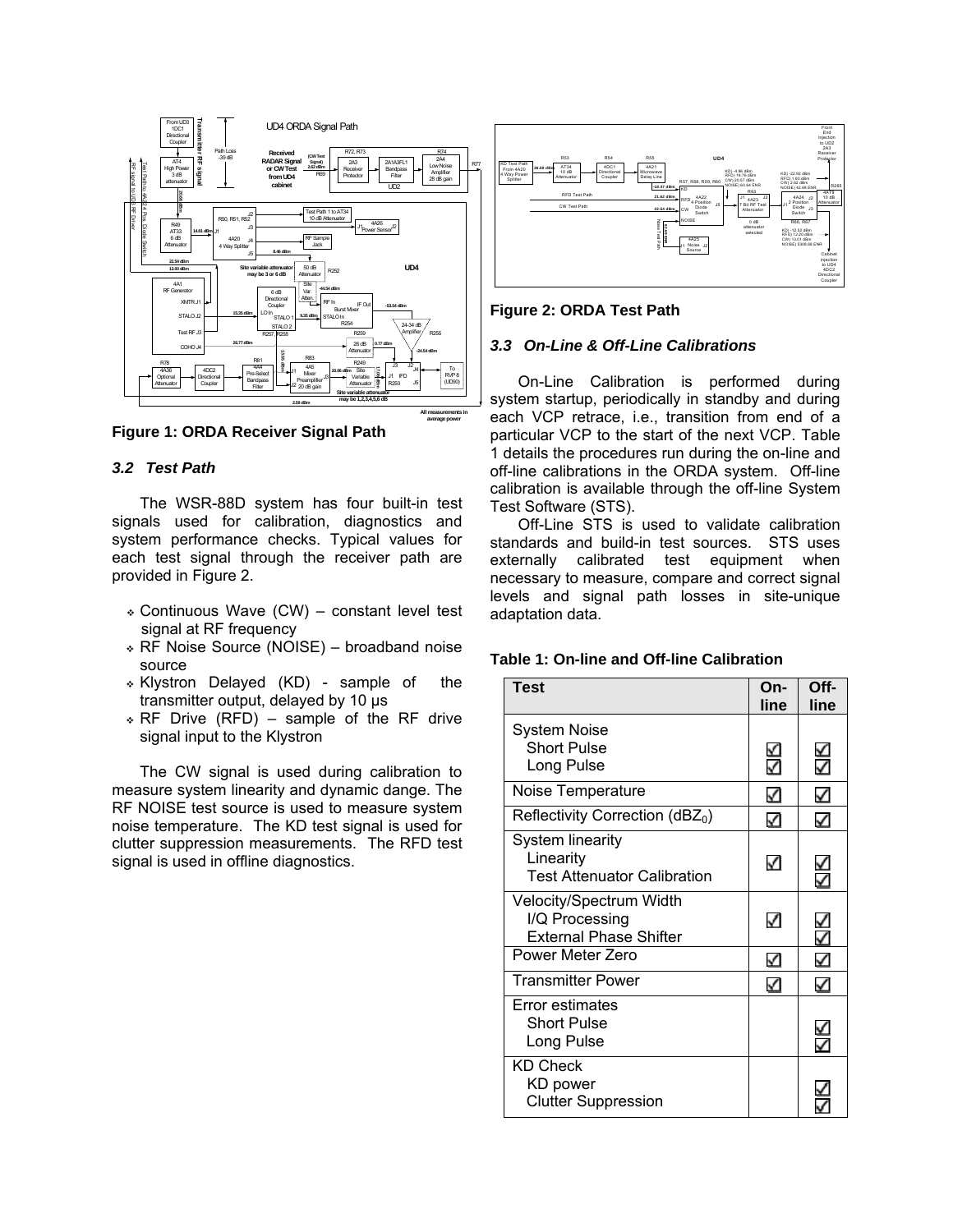**Figure 1: ORDA Receiver Signal Path**

### *3.2 Test Path*

The WSR-88D system has four built-in test signals used for calibration, diagnostics and system performance checks. Typical values for each test signal through the receiver path are provided in Figure 2.

- Continuous Wave (CW) – constant level test signal at RF frequency
- RF Noise Source (NOISE) – broadband noise source
- Klystron Delayed (KD) - sample of the transmitter output, delayed by 10 μs
- RF Drive (RFD) – sample of the RF drive signal input to the Klystron

The CW signal is used during calibration to measure system linearity and dynamic dange. The RF NOISE test source is used to measure system noise temperature. The KD test signal is used for clutter suppression measurements. The RFD test signal is used in offline diagnostics.

**Figure 2: ORDA Test Path**

### *3.3 On-Line & Off-Line Calibrations*

On-Line Calibration is performed during system startup, periodically in standby and during each VCP retrace, i.e., transition from end of a particular VCP to the start of the next VCP. Table 1 details the procedures run during the on-line and off-line calibrations in the ORDA system. Off-line calibration is available through the off-line System Test Software (STS).

Off-Line STS is used to validate calibration standards and build-in test sources. STS uses externally calibrated test equipment when necessary to measure, compare and correct signal levels and signal path losses in site-unique adaptation data.

**Table 1: On-line and Off-line Calibration**

| Test | On-line | Off-line |
|---|---|---|
| System Noise | | |
| Short Pulse | ☑ | ☑ |
| Long Pulse | ☑ | ☑ |
| Noise Temperature | ☑ | ☑ |
| Reflectivity Correction ($dBZ_0$) | ☑ | ☑ |
| System linearity | | |
| Linearity | ☑ | ☑ |
| Test Attenuator Calibration | | ☑ |
| Velocity/Spectrum Width | | |
| I/Q Processing | ☑ | ☑ |
| External Phase Shifter | | ☑ |
| Power Meter Zero | ☑ | ☑ |
| Transmitter Power | ☑ | ☑ |
| Error estimates | | |
| Short Pulse | | ☑ |
| Long Pulse | | ☑ |
| KD Check | | |
| KD power | | ☑ |
| Clutter Suppression | | ☑ |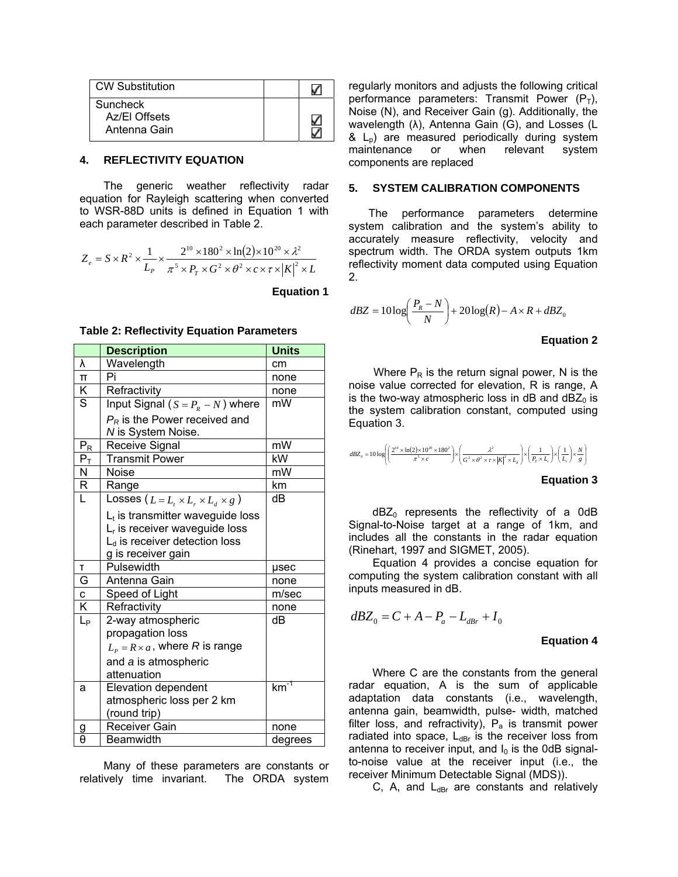| CW Substitution | | ☑ |
|---|---|---|
| Suncheck<br>Az/El Offsets<br>Antenna Gain | | <br>☑<br>☑ |

## 4. REFLECTIVITY EQUATION

The generic weather reflectivity radar equation for Rayleigh scattering when converted to WSR-88D units is defined in Equation 1 with each parameter described in Table 2.

$$Z_e = S \times R^2 \times \frac{1}{L_P} \times \frac{2^{10} \times 180^2 \times \ln(2) \times 10^{20} \times \lambda^2}{\pi^5 \times P_T \times G^2 \times \theta^2 \times c \times \tau \times |K|^2 \times L}$$

**Equation 1**

**Table 2: Reflectivity Equation Parameters**

| | Description | Units |
|---|---|---|
| λ | Wavelength | cm |
| π | Pi | none |
| K | Refractivity | none |
| S | Input Signal ($S = P_R - N$) where $P_R$ is the Power received and *N* is System Noise. | mW |
| $P_R$ | Receive Signal | mW |
| $P_T$ | Transmit Power | kW |
| N | Noise | mW |
| R | Range | km |
| L | Losses ($L = L_t \times L_r \times L_d \times g$)<br>$L_t$ is transmitter waveguide loss<br>$L_r$ is receiver waveguide loss<br>$L_d$ is receiver detection loss<br>g is receiver gain | dB |
| τ | Pulsewidth | μsec |
| G | Antenna Gain | none |
| c | Speed of Light | m/sec |
| K | Refractivity | none |
| $L_P$ | 2-way atmospheric propagation loss<br>$L_P = R \times a$, where *R* is range and *a* is atmospheric attenuation | dB |
| a | Elevation dependent atmospheric loss per 2 km (round trip) | $km^{-1}$ |
| g | Receiver Gain | none |
| θ | Beamwidth | degrees |

Many of these parameters are constants or relatively time invariant. The ORDA system regularly monitors and adjusts the following critical performance parameters: Transmit Power ($P_T$), Noise (N), and Receiver Gain (g). Additionally, the wavelength (λ), Antenna Gain (G), and Losses (L & $L_p$) are measured periodically during system maintenance or when relevant system components are replaced

## 5. SYSTEM CALIBRATION COMPONENTS

The performance parameters determine system calibration and the system's ability to accurately measure reflectivity, velocity and spectrum width. The ORDA system outputs 1km reflectivity moment data computed using Equation 2.

$$dBZ = 10\log\left(\frac{P_R - N}{N}\right) + 20\log(R) - A \times R + dBZ_0$$

**Equation 2**

Where $P_R$ is the return signal power, N is the noise value corrected for elevation, R is range, A is the two-way atmospheric loss in dB and $dBZ_0$ is the system calibration constant, computed using Equation 3.

$$dBZ_0 = 10\log\left(\left(\frac{2^{10} \times \ln(2) \times 10^{20} \times 180^2}{\pi^5 \times c}\right) \times \left(\frac{\lambda^2}{G^2 \times \theta^2 \times \tau \times |K|^2 \times L_d}\right) \times \left(\frac{1}{P_T \times L_t}\right) \times \left(\frac{1}{L_r}\right) \times \frac{N}{g}\right)$$

**Equation 3**

$dBZ_0$ represents the reflectivity of a 0dB Signal-to-Noise target at a range of 1km, and includes all the constants in the radar equation (Rinehart, 1997 and SIGMET, 2005).

Equation 4 provides a concise equation for computing the system calibration constant with all inputs measured in dB.

$$dBZ_0 = C + A - P_a - L_{dBr} + I_0$$

**Equation 4**

Where C are the constants from the general radar equation, A is the sum of applicable adaptation data constants (i.e., wavelength, antenna gain, beamwidth, pulse- width, matched filter loss, and refractivity), $P_a$ is transmit power radiated into space, $L_{dBr}$ is the receiver loss from antenna to receiver input, and $I_0$ is the 0dB signal-to-noise value at the receiver input (i.e., the receiver Minimum Detectable Signal (MDS)).

C, A, and $L_{dBr}$ are constants and relatively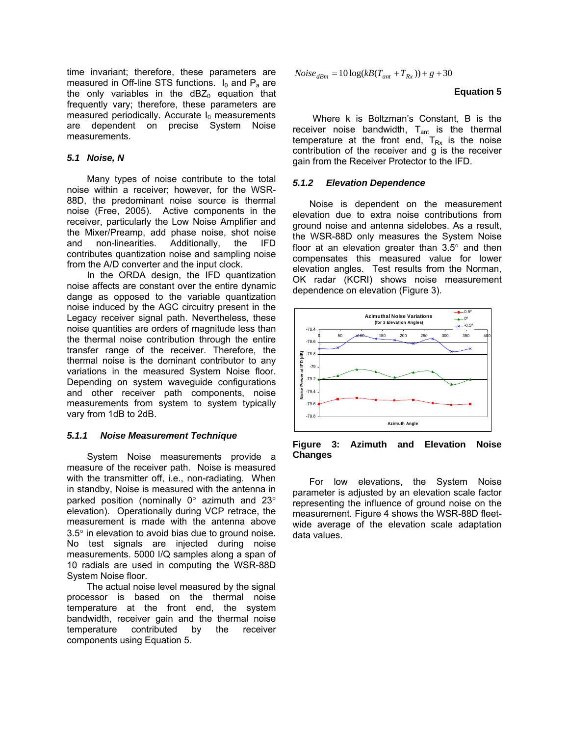time invariant; therefore, these parameters are measured in Off-line STS functions. $I_0$ and $P_a$ are the only variables in the $dBZ_0$ equation that frequently vary; therefore, these parameters are measured periodically. Accurate $I_0$ measurements are dependent on precise System Noise measurements.

### *5.1 Noise, N*

Many types of noise contribute to the total noise within a receiver; however, for the WSR-88D, the predominant noise source is thermal noise (Free, 2005). Active components in the receiver, particularly the Low Noise Amplifier and the Mixer/Preamp, add phase noise, shot noise and non-linearities. Additionally, the IFD contributes quantization noise and sampling noise from the A/D converter and the input clock.

In the ORDA design, the IFD quantization noise affects are constant over the entire dynamic dange as opposed to the variable quantization noise induced by the AGC circuitry present in the Legacy receiver signal path. Nevertheless, these noise quantities are orders of magnitude less than the thermal noise contribution through the entire transfer range of the receiver. Therefore, the thermal noise is the dominant contributor to any variations in the measured System Noise floor. Depending on system waveguide configurations and other receiver path components, noise measurements from system to system typically vary from 1dB to 2dB.

#### *5.1.1 Noise Measurement Technique*

System Noise measurements provide a measure of the receiver path. Noise is measured with the transmitter off, i.e., non-radiating. When in standby, Noise is measured with the antenna in parked position (nominally 0° azimuth and 23° elevation). Operationally during VCP retrace, the measurement is made with the antenna above 3.5° in elevation to avoid bias due to ground noise. No test signals are injected during noise measurements. 5000 I/Q samples along a span of 10 radials are used in computing the WSR-88D System Noise floor.

The actual noise level measured by the signal processor is based on the thermal noise temperature at the front end, the system bandwidth, receiver gain and the thermal noise temperature contributed by the receiver components using Equation 5.

$$Noise_{dBm} = 10\log(kB(T_{ant} + T_{Rx})) + g + 30$$

**Equation 5**

Where k is Boltzman's Constant, B is the receiver noise bandwidth, $T_{ant}$ is the thermal temperature at the front end, $T_{Rx}$ is the noise contribution of the receiver and g is the receiver gain from the Receiver Protector to the IFD.

#### *5.1.2 Elevation Dependence*

Noise is dependent on the measurement elevation due to extra noise contributions from ground noise and antenna sidelobes. As a result, the WSR-88D only measures the System Noise floor at an elevation greater than 3.5° and then compensates this measured value for lower elevation angles. Test results from the Norman, OK radar (KCRI) shows noise measurement dependence on elevation (Figure 3).

**Figure 3: Azimuth and Elevation Noise Changes**

For low elevations, the System Noise parameter is adjusted by an elevation scale factor representing the influence of ground noise on the measurement. Figure 4 shows the WSR-88D fleet-wide average of the elevation scale adaptation data values.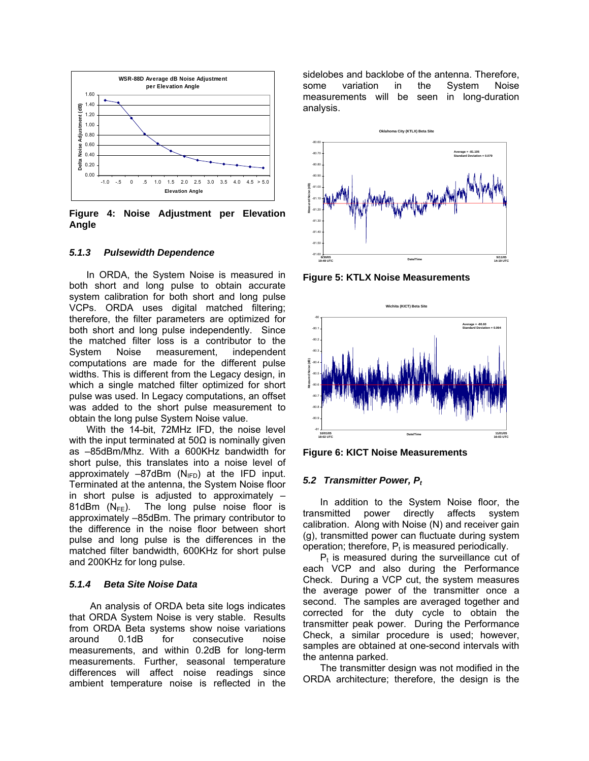Figure 4: Noise Adjustment per Elevation Angle

### 5.1.3 Pulsewidth Dependence

In ORDA, the System Noise is measured in both short and long pulse to obtain accurate system calibration for both short and long pulse VCPs. ORDA uses digital matched filtering; therefore, the filter parameters are optimized for both short and long pulse independently. Since the matched filter loss is a contributor to the System Noise measurement, independent computations are made for the different pulse widths. This is different from the Legacy design, in which a single matched filter optimized for short pulse was used. In Legacy computations, an offset was added to the short pulse measurement to obtain the long pulse System Noise value.

With the 14-bit, 72MHz IFD, the noise level with the input terminated at 50Ω is nominally given as –85dBm/Mhz. With a 600KHz bandwidth for short pulse, this translates into a noise level of approximately –87dBm ($N_{IFD}$) at the IFD input. Terminated at the antenna, the System Noise floor in short pulse is adjusted to approximately –81dBm ($N_{FE}$). The long pulse noise floor is approximately –85dBm. The primary contributor to the difference in the noise floor between short pulse and long pulse is the differences in the matched filter bandwidth, 600KHz for short pulse and 200KHz for long pulse.

### 5.1.4 Beta Site Noise Data

An analysis of ORDA beta site logs indicates that ORDA System Noise is very stable. Results from ORDA Beta systems show noise variations around 0.1dB for consecutive noise measurements, and within 0.2dB for long-term measurements. Further, seasonal temperature differences will affect noise readings since ambient temperature noise is reflected in the sidelobes and backlobe of the antenna. Therefore, some variation in the System Noise measurements will be seen in long-duration analysis.

Figure 5: KTLX Noise Measurements

Figure 6: KICT Noise Measurements

## 5.2 Transmitter Power, $P_t$

In addition to the System Noise floor, the transmitted power directly affects system calibration. Along with Noise (N) and receiver gain (g), transmitted power can fluctuate during system operation; therefore, $P_t$ is measured periodically.

$P_t$ is measured during the surveillance cut of each VCP and also during the Performance Check. During a VCP cut, the system measures the average power of the transmitter once a second. The samples are averaged together and corrected for the duty cycle to obtain the transmitter peak power. During the Performance Check, a similar procedure is used; however, samples are obtained at one-second intervals with the antenna parked.

The transmitter design was not modified in the ORDA architecture; therefore, the design is the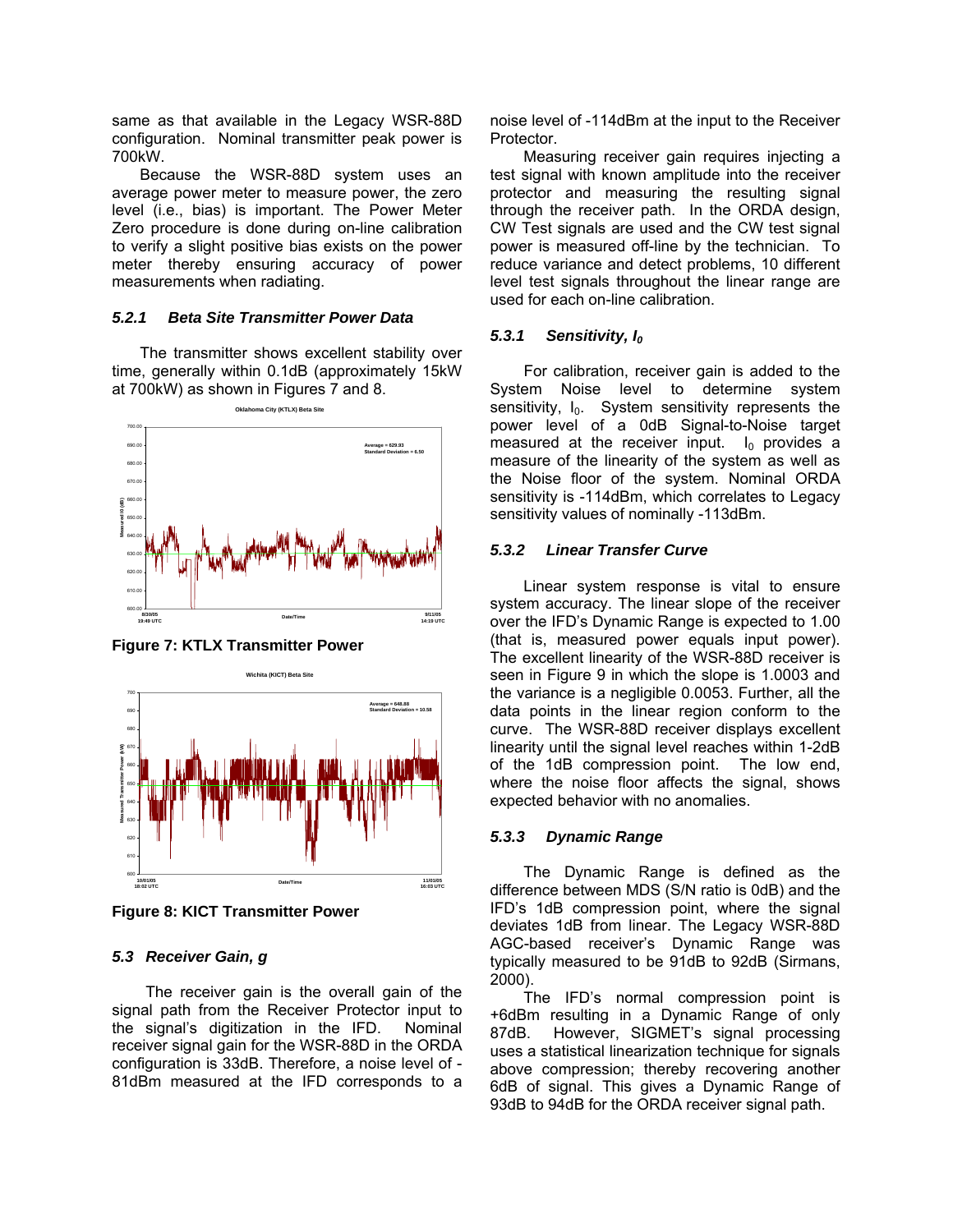same as that available in the Legacy WSR-88D configuration. Nominal transmitter peak power is 700kW.

Because the WSR-88D system uses an average power meter to measure power, the zero level (i.e., bias) is important. The Power Meter Zero procedure is done during on-line calibration to verify a slight positive bias exists on the power meter thereby ensuring accuracy of power measurements when radiating.

### *5.2.1 Beta Site Transmitter Power Data*

The transmitter shows excellent stability over time, generally within 0.1dB (approximately 15kW at 700kW) as shown in Figures 7 and 8.

**Figure 7: KTLX Transmitter Power**

**Figure 8: KICT Transmitter Power**

### *5.3 Receiver Gain, g*

The receiver gain is the overall gain of the signal path from the Receiver Protector input to the signal's digitization in the IFD. Nominal receiver signal gain for the WSR-88D in the ORDA configuration is 33dB. Therefore, a noise level of -81dBm measured at the IFD corresponds to a noise level of -114dBm at the input to the Receiver Protector.

Measuring receiver gain requires injecting a test signal with known amplitude into the receiver protector and measuring the resulting signal through the receiver path. In the ORDA design, CW Test signals are used and the CW test signal power is measured off-line by the technician. To reduce variance and detect problems, 10 different level test signals throughout the linear range are used for each on-line calibration.

### *5.3.1 Sensitivity, $I_0$*

For calibration, receiver gain is added to the System Noise level to determine system sensitivity, $I_0$. System sensitivity represents the power level of a 0dB Signal-to-Noise target measured at the receiver input. $I_0$ provides a measure of the linearity of the system as well as the Noise floor of the system. Nominal ORDA sensitivity is -114dBm, which correlates to Legacy sensitivity values of nominally -113dBm.

### *5.3.2 Linear Transfer Curve*

Linear system response is vital to ensure system accuracy. The linear slope of the receiver over the IFD's Dynamic Range is expected to 1.00 (that is, measured power equals input power). The excellent linearity of the WSR-88D receiver is seen in Figure 9 in which the slope is 1.0003 and the variance is a negligible 0.0053. Further, all the data points in the linear region conform to the curve. The WSR-88D receiver displays excellent linearity until the signal level reaches within 1-2dB of the 1dB compression point. The low end, where the noise floor affects the signal, shows expected behavior with no anomalies.

### *5.3.3 Dynamic Range*

The Dynamic Range is defined as the difference between MDS (S/N ratio is 0dB) and the IFD's 1dB compression point, where the signal deviates 1dB from linear. The Legacy WSR-88D AGC-based receiver's Dynamic Range was typically measured to be 91dB to 92dB (Sirmans, 2000).

The IFD's normal compression point is +6dBm resulting in a Dynamic Range of only 87dB. However, SIGMET's signal processing uses a statistical linearization technique for signals above compression; thereby recovering another 6dB of signal. This gives a Dynamic Range of 93dB to 94dB for the ORDA receiver signal path.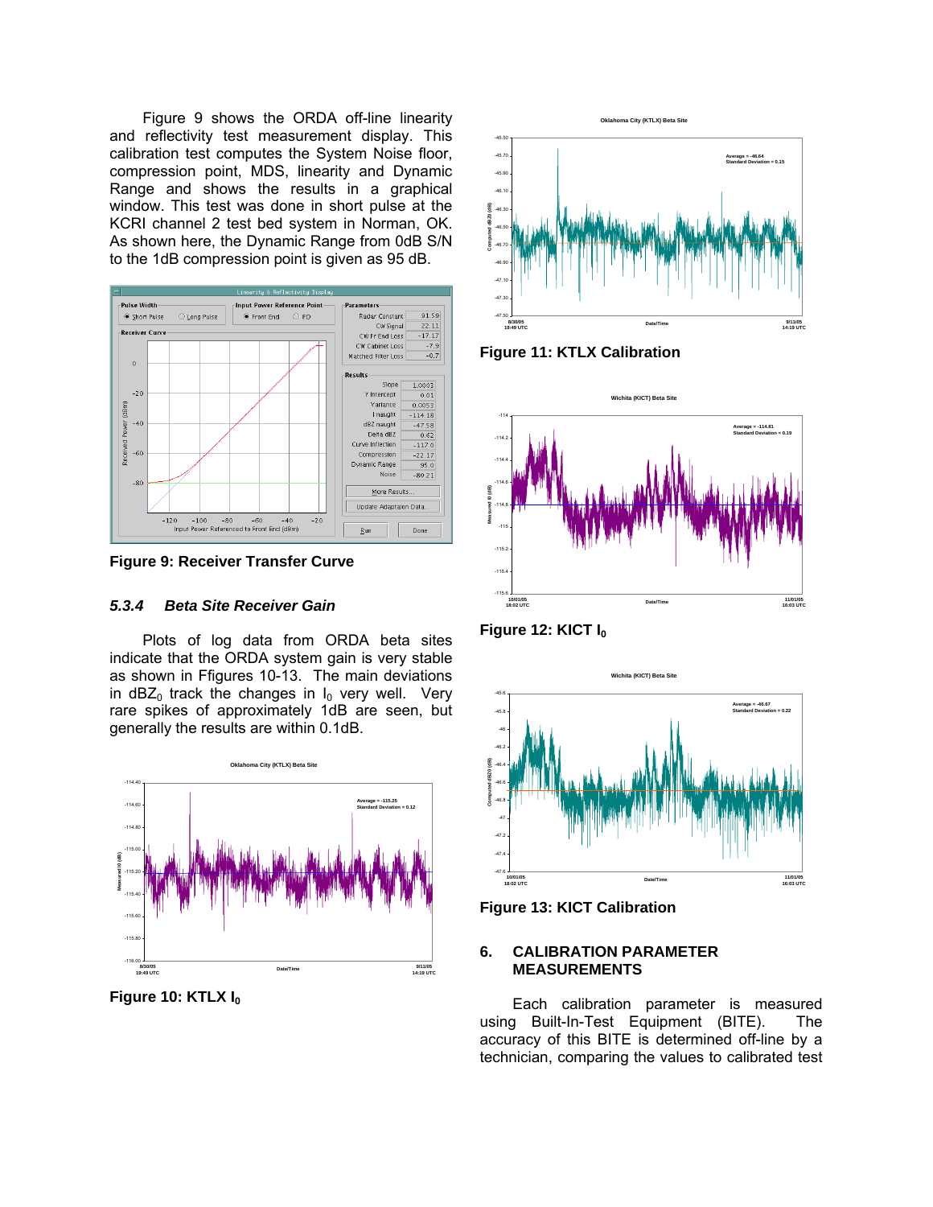Figure 9 shows the ORDA off-line linearity and reflectivity test measurement display. This calibration test computes the System Noise floor, compression point, MDS, linearity and Dynamic Range and shows the results in a graphical window. This test was done in short pulse at the KCRI channel 2 test bed system in Norman, OK. As shown here, the Dynamic Range from 0dB S/N to the 1dB compression point is given as 95 dB.

**Figure 9: Receiver Transfer Curve**

### *5.3.4 Beta Site Receiver Gain*

Plots of log data from ORDA beta sites indicate that the ORDA system gain is very stable as shown in Ffigures 10-13. The main deviations in $dBZ_0$ track the changes in $I_0$ very well. Very rare spikes of approximately 1dB are seen, but generally the results are within 0.1dB.

**Figure 10: KTLX $I_0$**

**Figure 11: KTLX Calibration**

**Figure 12: KICT $I_0$**

**Figure 13: KICT Calibration**

## 6. CALIBRATION PARAMETER MEASUREMENTS

Each calibration parameter is measured using Built-In-Test Equipment (BITE). The accuracy of this BITE is determined off-line by a technician, comparing the values to calibrated test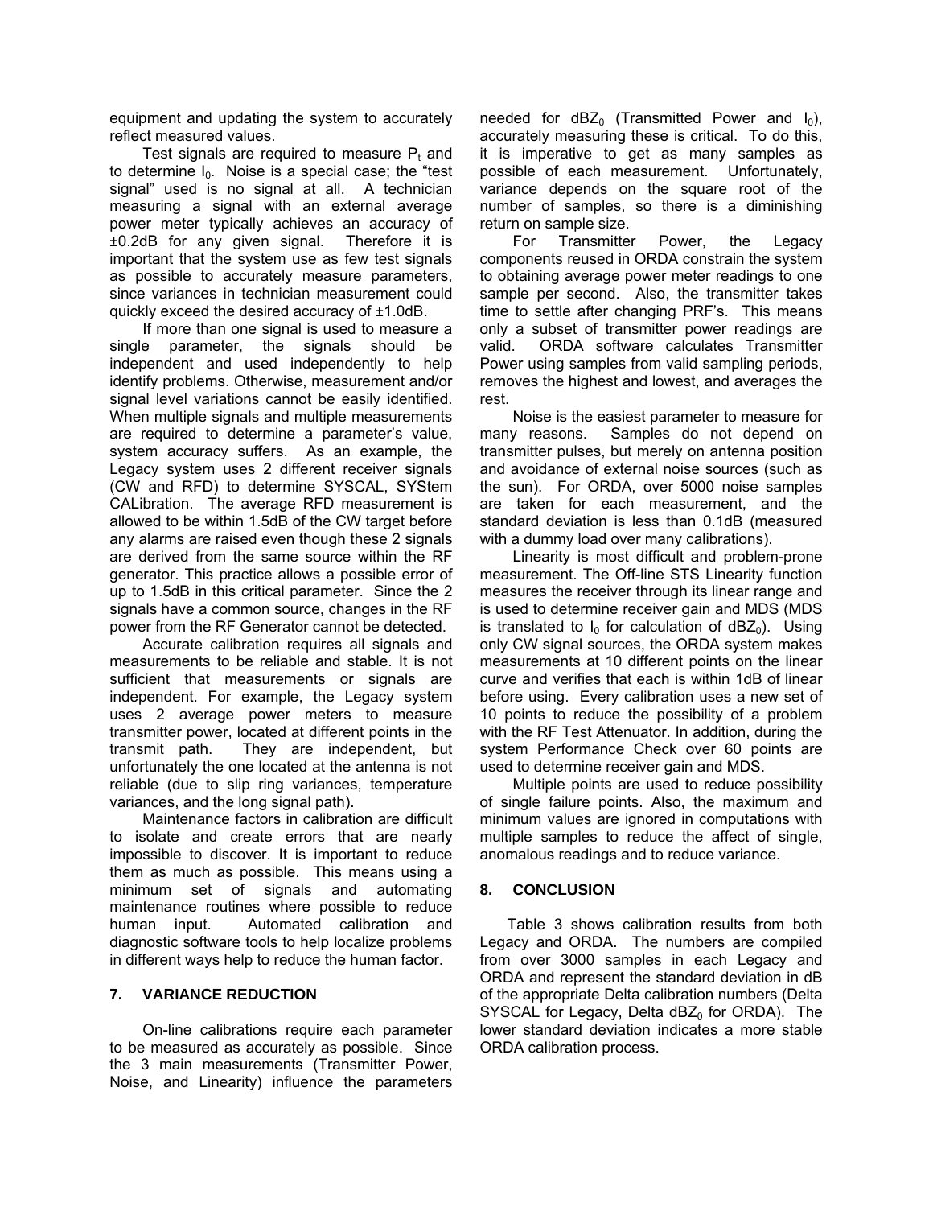equipment and updating the system to accurately reflect measured values.

Test signals are required to measure $P_t$ and to determine $I_0$. Noise is a special case; the "test signal" used is no signal at all. A technician measuring a signal with an external average power meter typically achieves an accuracy of ±0.2dB for any given signal. Therefore it is important that the system use as few test signals as possible to accurately measure parameters, since variances in technician measurement could quickly exceed the desired accuracy of ±1.0dB.

If more than one signal is used to measure a single parameter, the signals should be independent and used independently to help identify problems. Otherwise, measurement and/or signal level variations cannot be easily identified. When multiple signals and multiple measurements are required to determine a parameter's value, system accuracy suffers. As an example, the Legacy system uses 2 different receiver signals (CW and RFD) to determine SYSCAL, SYStem CALibration. The average RFD measurement is allowed to be within 1.5dB of the CW target before any alarms are raised even though these 2 signals are derived from the same source within the RF generator. This practice allows a possible error of up to 1.5dB in this critical parameter. Since the 2 signals have a common source, changes in the RF power from the RF Generator cannot be detected.

Accurate calibration requires all signals and measurements to be reliable and stable. It is not sufficient that measurements or signals are independent. For example, the Legacy system uses 2 average power meters to measure transmitter power, located at different points in the transmit path. They are independent, but unfortunately the one located at the antenna is not reliable (due to slip ring variances, temperature variances, and the long signal path).

Maintenance factors in calibration are difficult to isolate and create errors that are nearly impossible to discover. It is important to reduce them as much as possible. This means using a minimum set of signals and automating maintenance routines where possible to reduce human input. Automated calibration and diagnostic software tools to help localize problems in different ways help to reduce the human factor.

## 7. VARIANCE REDUCTION

On-line calibrations require each parameter to be measured as accurately as possible. Since the 3 main measurements (Transmitter Power, Noise, and Linearity) influence the parameters needed for $dBZ_0$ (Transmitted Power and $I_0$), accurately measuring these is critical. To do this, it is imperative to get as many samples as possible of each measurement. Unfortunately, variance depends on the square root of the number of samples, so there is a diminishing return on sample size.

For Transmitter Power, the Legacy components reused in ORDA constrain the system to obtaining average power meter readings to one sample per second. Also, the transmitter takes time to settle after changing PRF's. This means only a subset of transmitter power readings are valid. ORDA software calculates Transmitter Power using samples from valid sampling periods, removes the highest and lowest, and averages the rest.

Noise is the easiest parameter to measure for many reasons. Samples do not depend on transmitter pulses, but merely on antenna position and avoidance of external noise sources (such as the sun). For ORDA, over 5000 noise samples are taken for each measurement, and the standard deviation is less than 0.1dB (measured with a dummy load over many calibrations).

Linearity is most difficult and problem-prone measurement. The Off-line STS Linearity function measures the receiver through its linear range and is used to determine receiver gain and MDS (MDS is translated to $I_0$ for calculation of $dBZ_0$). Using only CW signal sources, the ORDA system makes measurements at 10 different points on the linear curve and verifies that each is within 1dB of linear before using. Every calibration uses a new set of 10 points to reduce the possibility of a problem with the RF Test Attenuator. In addition, during the system Performance Check over 60 points are used to determine receiver gain and MDS.

Multiple points are used to reduce possibility of single failure points. Also, the maximum and minimum values are ignored in computations with multiple samples to reduce the affect of single, anomalous readings and to reduce variance.

## 8. CONCLUSION

Table 3 shows calibration results from both Legacy and ORDA. The numbers are compiled from over 3000 samples in each Legacy and ORDA and represent the standard deviation in dB of the appropriate Delta calibration numbers (Delta SYSCAL for Legacy, Delta $dBZ_0$ for ORDA). The lower standard deviation indicates a more stable ORDA calibration process.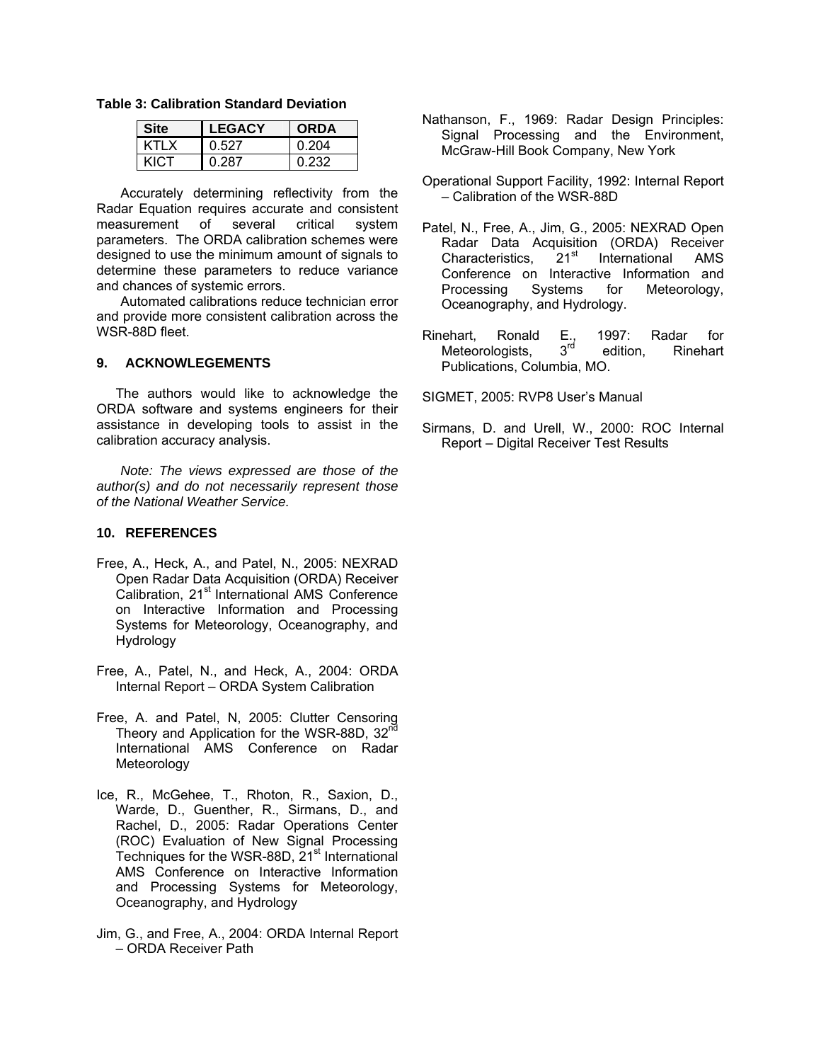**Table 3: Calibration Standard Deviation**

| Site | LEGACY | ORDA |
|---|---|---|
| KTLX | 0.527 | 0.204 |
| KICT | 0.287 | 0.232 |

Accurately determining reflectivity from the Radar Equation requires accurate and consistent measurement of several critical system parameters. The ORDA calibration schemes were designed to use the minimum amount of signals to determine these parameters to reduce variance and chances of systemic errors.

Automated calibrations reduce technician error and provide more consistent calibration across the WSR-88D fleet.

## 9. ACKNOWLEGEMENTS

The authors would like to acknowledge the ORDA software and systems engineers for their assistance in developing tools to assist in the calibration accuracy analysis.

*Note: The views expressed are those of the author(s) and do not necessarily represent those of the National Weather Service.*

## 10. REFERENCES

Free, A., Heck, A., and Patel, N., 2005: NEXRAD Open Radar Data Acquisition (ORDA) Receiver Calibration, 21st International AMS Conference on Interactive Information and Processing Systems for Meteorology, Oceanography, and Hydrology

Free, A., Patel, N., and Heck, A., 2004: ORDA Internal Report – ORDA System Calibration

Free, A. and Patel, N, 2005: Clutter Censoring Theory and Application for the WSR-88D, 32nd International AMS Conference on Radar Meteorology

Ice, R., McGehee, T., Rhoton, R., Saxion, D., Warde, D., Guenther, R., Sirmans, D., and Rachel, D., 2005: Radar Operations Center (ROC) Evaluation of New Signal Processing Techniques for the WSR-88D, 21st International AMS Conference on Interactive Information and Processing Systems for Meteorology, Oceanography, and Hydrology

Jim, G., and Free, A., 2004: ORDA Internal Report – ORDA Receiver Path

Nathanson, F., 1969: Radar Design Principles: Signal Processing and the Environment, McGraw-Hill Book Company, New York

Operational Support Facility, 1992: Internal Report – Calibration of the WSR-88D

Patel, N., Free, A., Jim, G., 2005: NEXRAD Open Radar Data Acquisition (ORDA) Receiver Characteristics, 21st International AMS Conference on Interactive Information and Processing Systems for Meteorology, Oceanography, and Hydrology.

Rinehart, Ronald E., 1997: Radar for Meteorologists, 3rd edition, Rinehart Publications, Columbia, MO.

SIGMET, 2005: RVP8 User's Manual

Sirmans, D. and Urell, W., 2000: ROC Internal Report – Digital Receiver Test Results